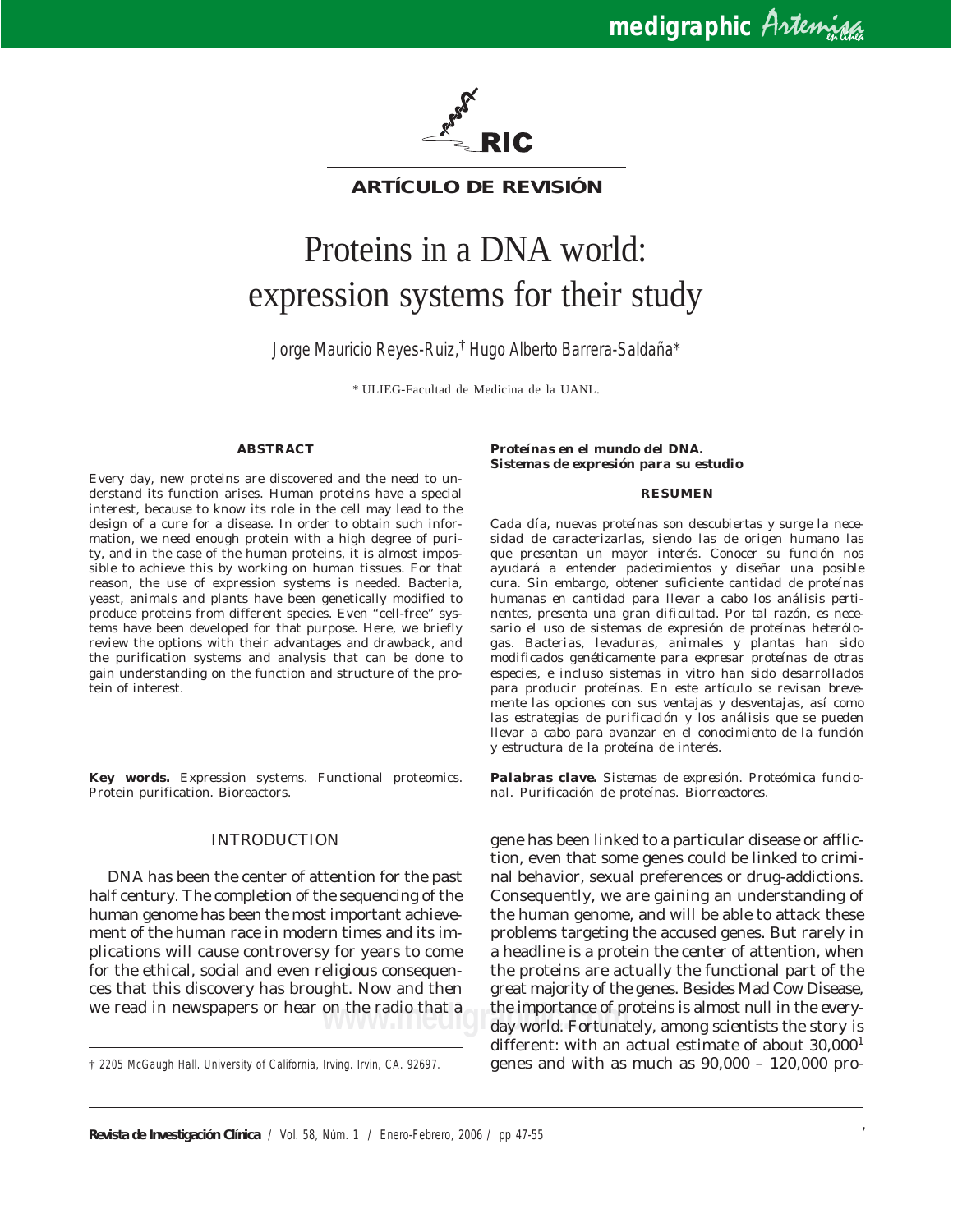ARTÍCULO DE REVISIÓN

# Proteins in a DNA world: expression systems for their study

Jorge Mauricio Reyes-Ruiz,[†] Hugo Alberto Barrera-Saldaña*

\* ULIEG-Facultad de Medicina de la UANL.

## ABSTRACT

Every day, new proteins are discovered and the need to understand its function arises. Human proteins have a special interest, because to know its role in the cell may lead to the design of a cure for a disease. In order to obtain such information, we need enough protein with a high degree of purity, and in the case of the human proteins, it is almost impossible to achieve this by working on human tissues. For that reason, the use of expression systems is needed. Bacteria, yeast, animals and plants have been genetically modified to produce proteins from different species. Even "cell-free" systems have been developed for that purpose. Here, we briefly review the options with their advantages and drawback, and the purification systems and analysis that can be done to gain understanding on the function and structure of the protein of interest.

**Key words.** Expression systems. Functional proteomics. Protein purification. Bioreactors.

**Proteínas en el mundo del DNA. Sistemas de expresión para su estudio**

## RESUMEN

*Cada día, nuevas proteínas son descubiertas y surge la necesidad de caracterizarlas, siendo las de origen humano las que presentan un mayor interés. Conocer su función nos ayudará a entender padecimientos y diseñar una posible cura. Sin embargo, obtener suficiente cantidad de proteínas humanas en cantidad para llevar a cabo los análisis pertinentes, presenta una gran dificultad. Por tal razón, es necesario el uso de sistemas de expresión de proteínas heterólogas. Bacterias, levaduras, animales y plantas han sido modificados genéticamente para expresar proteínas de otras especies, e incluso sistemas in vitro han sido desarrollados para producir proteínas. En este artículo se revisan brevemente las opciones con sus ventajas y desventajas, así como las estrategias de purificación y los análisis que se pueden llevar a cabo para avanzar en el conocimiento de la función y estructura de la proteína de interés.*

***Palabras clave.*** *Sistemas de expresión. Proteómica funcional. Purificación de proteínas. Biorreactores.*

## INTRODUCTION

DNA has been the center of attention for the past half century. The completion of the sequencing of the human genome has been the most important achievement of the human race in modern times and its implications will cause controversy for years to come for the ethical, social and even religious consequences that this discovery has brought. Now and then we read in newspapers or hear on the radio that a gene has been linked to a particular disease or affliction, even that some genes could be linked to criminal behavior, sexual preferences or drug-addictions. Consequently, we are gaining an understanding of the human genome, and will be able to attack these problems targeting the accused genes. But rarely in a headline is a protein the center of attention, when the proteins are actually the functional part of the great majority of the genes. Besides Mad Cow Disease, the importance of proteins is almost null in the everyday world. Fortunately, among scientists the story is different: with an actual estimate of about 30,000[1] genes and with as much as 90,000 – 120,000 pro-

† 2205 McGaugh Hall. University of California, Irving. Irvin, CA. 92697.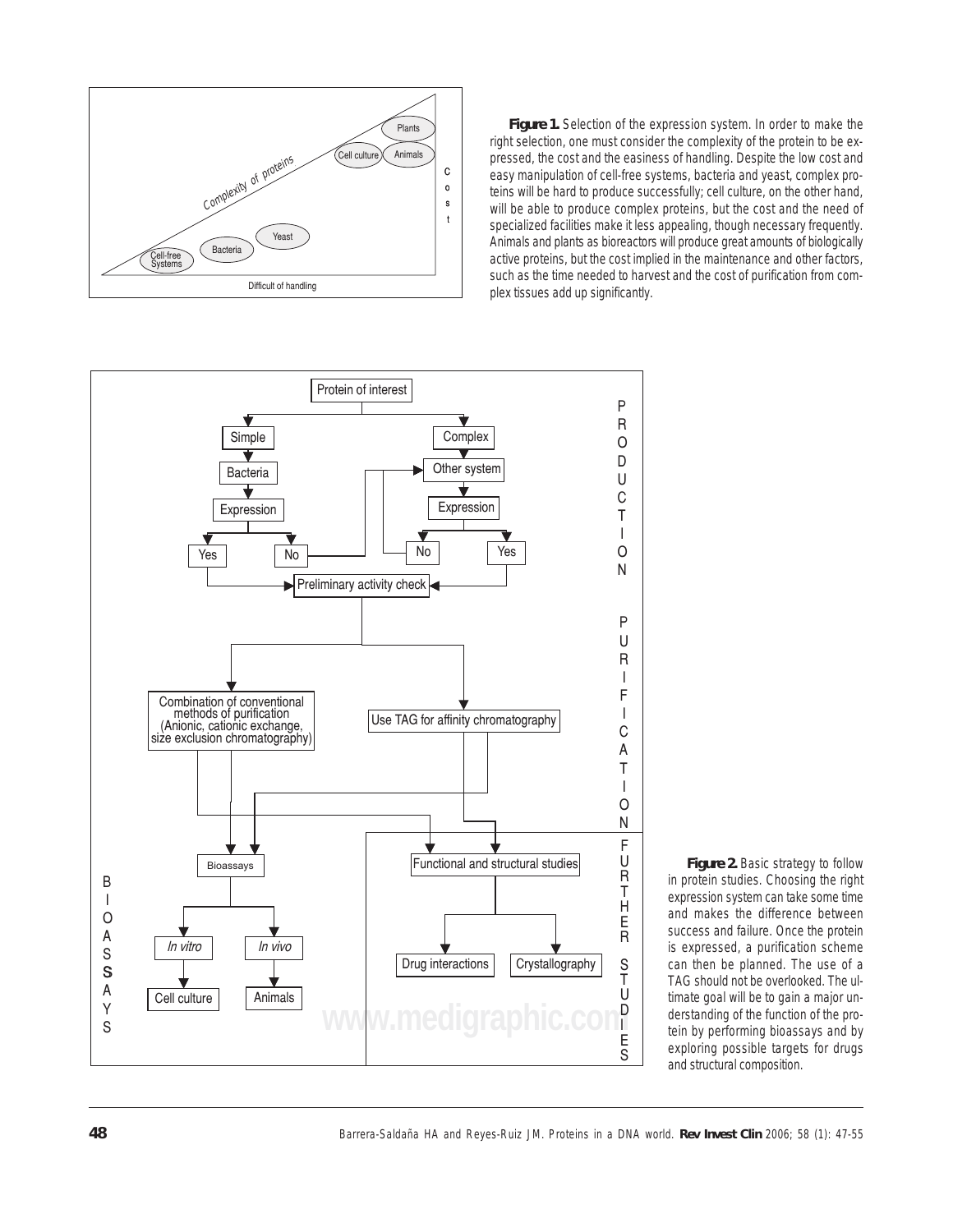**Figure 1.** Selection of the expression system. In order to make the right selection, one must consider the complexity of the protein to be expressed, the cost and the easiness of handling. Despite the low cost and easy manipulation of cell-free systems, bacteria and yeast, complex proteins will be hard to produce successfully; cell culture, on the other hand, will be able to produce complex proteins, but the cost and the need of specialized facilities make it less appealing, though necessary frequently. Animals and plants as bioreactors will produce great amounts of biologically active proteins, but the cost implied in the maintenance and other factors, such as the time needed to harvest and the cost of purification from complex tissues add up significantly.

**Figure 2.** Basic strategy to follow in protein studies. Choosing the right expression system can take some time and makes the difference between success and failure. Once the protein is expressed, a purification scheme can then be planned. The use of a TAG should not be overlooked. The ultimate goal will be to gain a major understanding of the function of the protein by performing bioassays and by exploring possible targets for drugs and structural composition.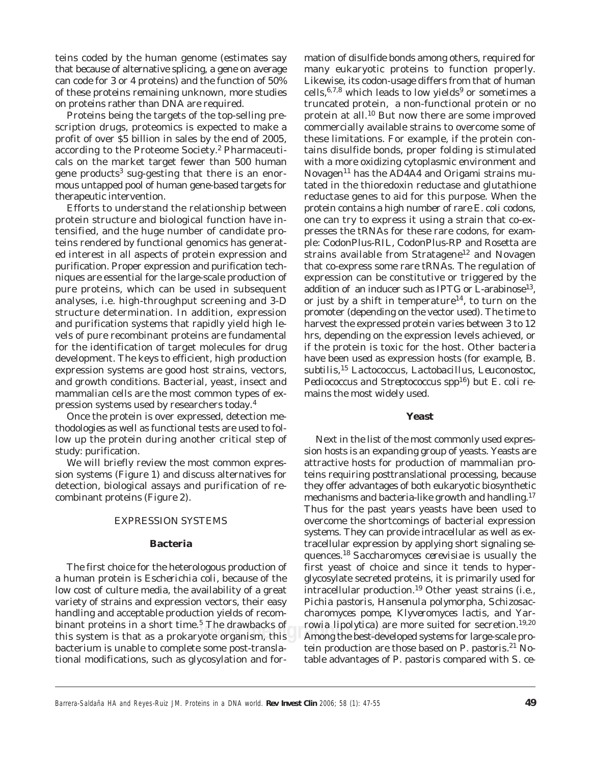teins coded by the human genome (estimates say that because of alternative splicing, a gene on average can code for 3 or 4 proteins) and the function of 50% of these proteins remaining unknown, more studies on proteins rather than DNA are required.

Proteins being the targets of the top-selling prescription drugs, proteomics is expected to make a profit of over $5 billion in sales by the end of 2005, according to the Proteome Society.[2] Pharmaceuticals on the market target fewer than 500 human gene products[3] sug-gesting that there is an enormous untapped pool of human gene-based targets for therapeutic intervention.

Efforts to understand the relationship between protein structure and biological function have intensified, and the huge number of candidate proteins rendered by functional genomics has generated interest in all aspects of protein expression and purification. Proper expression and purification techniques are essential for the large-scale production of pure proteins, which can be used in subsequent analyses, i.e. high-throughput screening and 3-D structure determination. In addition, expression and purification systems that rapidly yield high levels of pure recombinant proteins are fundamental for the identification of target molecules for drug development. The keys to efficient, high production expression systems are good host strains, vectors, and growth conditions. Bacterial, yeast, insect and mammalian cells are the most common types of expression systems used by researchers today.[4]

Once the protein is over expressed, detection methodologies as well as functional tests are used to follow up the protein during another critical step of study: purification.

We will briefly review the most common expression systems (Figure 1) and discuss alternatives for detection, biological assays and purification of recombinant proteins (Figure 2).

## EXPRESSION SYSTEMS

### Bacteria

The first choice for the heterologous production of a human protein is *Escherichia coli*, because of the low cost of culture media, the availability of a great variety of strains and expression vectors, their easy handling and acceptable production yields of recombinant proteins in a short time.[5] The drawbacks of this system is that as a prokaryote organism, this bacterium is unable to complete some post-translational modifications, such as glycosylation and formation of disulfide bonds among others, required for many eukaryotic proteins to function properly. Likewise, its codon-usage differs from that of human cells,[6,7,8] which leads to low yields[9] or sometimes a truncated protein, a non-functional protein or no protein at all.[10] But now there are some improved commercially available strains to overcome some of these limitations. For example, if the protein contains disulfide bonds, proper folding is stimulated with a more oxidizing cytoplasmic environment and Novagen[11] has the AD4A4 and Origami strains mutated in the thioredoxin reductase and glutathione reductase genes to aid for this purpose. When the protein contains a high number of rare *E. coli* codons, one can try to express it using a strain that co-expresses the tRNAs for these rare codons, for example: CodonPlus-RIL, CodonPlus-RP and Rosetta are strains available from Stratagene[12] and Novagen that co-express some rare tRNAs. The regulation of expression can be constitutive or triggered by the addition of an inducer such as IPTG or L-arabinose[13], or just by a shift in temperature[14], to turn on the promoter (depending on the vector used). The time to harvest the expressed protein varies between 3 to 12 hrs, depending on the expression levels achieved, or if the protein is toxic for the host. Other bacteria have been used as expression hosts (for example, *B. subtilis*,[15] *Lactococcus*, *Lactobacillus*, *Leuconostoc*, *Pediococcus* and *Streptococcus* spp[16]) but *E. coli* remains the most widely used.

### Yeast

Next in the list of the most commonly used expression hosts is an expanding group of yeasts. Yeasts are attractive hosts for production of mammalian proteins requiring posttranslational processing, because they offer advantages of both eukaryotic biosynthetic mechanisms and bacteria-like growth and handling.[17] Thus for the past years yeasts have been used to overcome the shortcomings of bacterial expression systems. They can provide intracellular as well as extracellular expression by applying short signaling sequences.[18] *Saccharomyces cerevisiae* is usually the first yeast of choice and since it tends to hyperglycosylate secreted proteins, it is primarily used for intracellular production.[19] Other yeast strains (i.e., *Pichia pastoris*, *Hansenula polymorpha*, *Schizosaccharomyces pompe*, *Klyveromyces lactis*, and *Yarrowia lipolytica*) are more suited for secretion.[19,20] Among the best-developed systems for large-scale protein production are those based on *P. pastoris*.[21] Notable advantages of *P. pastoris* compared with *S. ce-*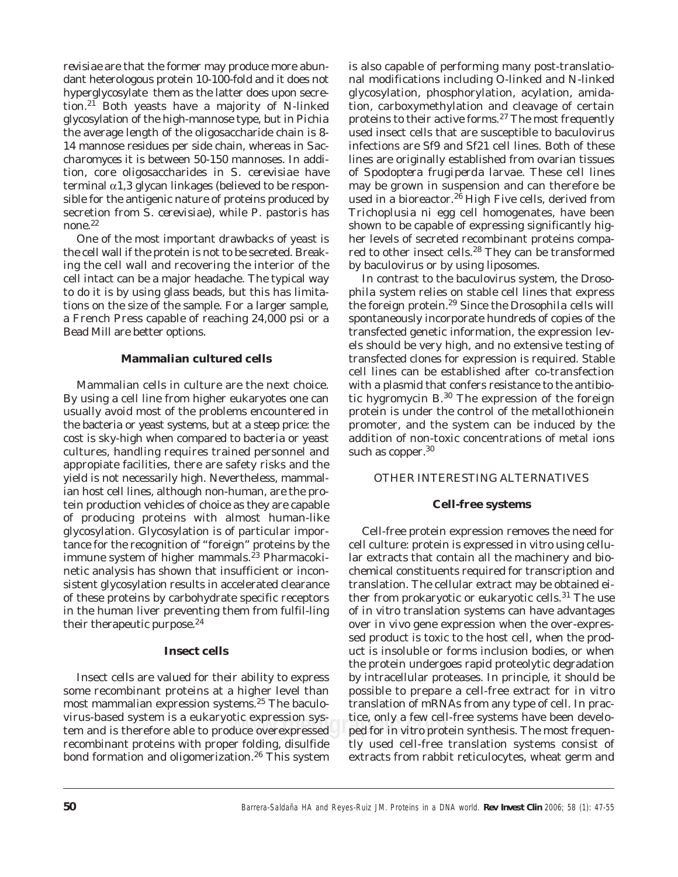revisiae are that the former may produce more abundant heterologous protein 10-100-fold and it does not hyperglycosylate them as the latter does upon secretion.[21] Both yeasts have a majority of N-linked glycosylation of the high-mannose type, but in *Pichia* the average length of the oligosaccharide chain is 8-14 mannose residues per side chain, whereas in *Saccharomyces* it is between 50-150 mannoses. In addition, core oligosaccharides in *S. cerevisiae* have terminal $\alpha$1,3 glycan linkages (believed to be responsible for the antigenic nature of proteins produced by secretion from *S. cerevisiae*), while *P. pastoris* has none.[22]

One of the most important drawbacks of yeast is the cell wall if the protein is not to be secreted. Breaking the cell wall and recovering the interior of the cell intact can be a major headache. The typical way to do it is by using glass beads, but this has limitations on the size of the sample. For a larger sample, a French Press capable of reaching 24,000 psi or a Bead Mill are better options.

### Mammalian cultured cells

Mammalian cells in culture are the next choice. By using a cell line from higher eukaryotes one can usually avoid most of the problems encountered in the bacteria or yeast systems, but at a steep price: the cost is sky-high when compared to bacteria or yeast cultures, handling requires trained personnel and appropiate facilities, there are safety risks and the yield is not necessarily high. Nevertheless, mammalian host cell lines, although non-human, are the protein production vehicles of choice as they are capable of producing proteins with almost human-like glycosylation. Glycosylation is of particular importance for the recognition of "foreign" proteins by the immune system of higher mammals.[23] Pharmacokinetic analysis has shown that insufficient or inconsistent glycosylation results in accelerated clearance of these proteins by carbohydrate specific receptors in the human liver preventing them from fulfil-ling their therapeutic purpose.[24]

### Insect cells

Insect cells are valued for their ability to express some recombinant proteins at a higher level than most mammalian expression systems.[25] The baculovirus-based system is a eukaryotic expression system and is therefore able to produce overexpressed recombinant proteins with proper folding, disulfide bond formation and oligomerization.[26] This system is also capable of performing many post-translational modifications including O-linked and N-linked glycosylation, phosphorylation, acylation, amidation, carboxymethylation and cleavage of certain proteins to their active forms.[27] The most frequently used insect cells that are susceptible to baculovirus infections are Sf9 and Sf21 cell lines. Both of these lines are originally established from ovarian tissues of *Spodoptera frugiperda* larvae. These cell lines may be grown in suspension and can therefore be used in a bioreactor.[26] High Five cells, derived from *Trichoplusia ni* egg cell homogenates, have been shown to be capable of expressing significantly higher levels of secreted recombinant proteins compared to other insect cells.[28] They can be transformed by baculovirus or by using liposomes.

In contrast to the baculovirus system, the *Drosophila* system relies on stable cell lines that express the foreign protein.[29] Since the *Drosophila* cells will spontaneously incorporate hundreds of copies of the transfected genetic information, the expression levels should be very high, and no extensive testing of transfected clones for expression is required. Stable cell lines can be established after co-transfection with a plasmid that confers resistance to the antibiotic hygromycin B.[30] The expression of the foreign protein is under the control of the metallothionein promoter, and the system can be induced by the addition of non-toxic concentrations of metal ions such as copper.[30]

## OTHER INTERESTING ALTERNATIVES

### Cell-free systems

Cell-free protein expression removes the need for cell culture: protein is expressed in vitro using cellular extracts that contain all the machinery and biochemical constituents required for transcription and translation. The cellular extract may be obtained either from prokaryotic or eukaryotic cells.[31] The use of in vitro translation systems can have advantages over in vivo gene expression when the over-expressed product is toxic to the host cell, when the product is insoluble or forms inclusion bodies, or when the protein undergoes rapid proteolytic degradation by intracellular proteases. In principle, it should be possible to prepare a cell-free extract for in vitro translation of mRNAs from any type of cell. In practice, only a few cell-free systems have been developed for in vitro protein synthesis. The most frequently used cell-free translation systems consist of extracts from rabbit reticulocytes, wheat germ and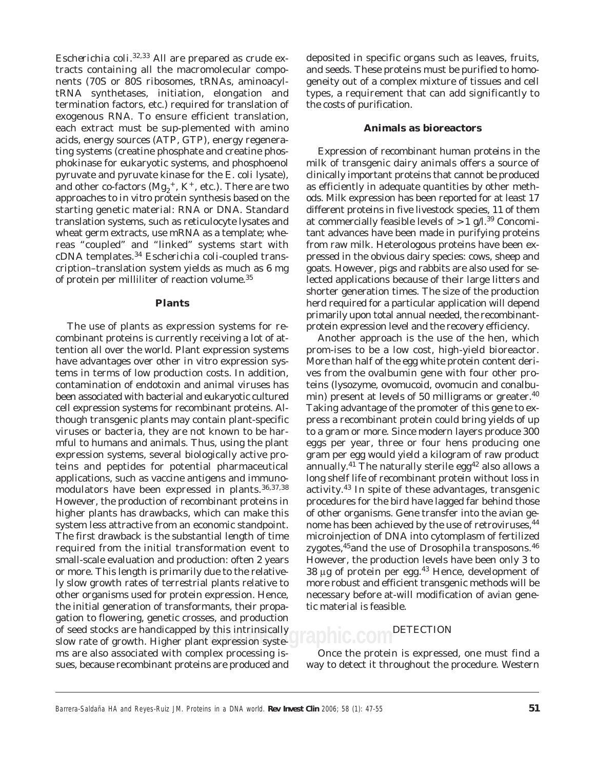*Escherichia coli*.[32,33] All are prepared as crude extracts containing all the macromolecular components (70S or 80S ribosomes, tRNAs, aminoacyl-tRNA synthetases, initiation, elongation and termination factors, etc.) required for translation of exogenous RNA. To ensure efficient translation, each extract must be sup-plemented with amino acids, energy sources (ATP, GTP), energy regenerating systems (creatine phosphate and creatine phosphokinase for eukaryotic systems, and phosphoenol pyruvate and pyruvate kinase for the *E. coli* lysate), and other co-factors ($Mg_2^+$, $K^+$, etc.). There are two approaches to in vitro protein synthesis based on the starting genetic material: RNA or DNA. Standard translation systems, such as reticulocyte lysates and wheat germ extracts, use mRNA as a template; whereas "coupled" and "linked" systems start with cDNA templates.[34] *Escherichia coli*-coupled transcription–translation system yields as much as 6 mg of protein per milliliter of reaction volume.[35]

#### Plants

The use of plants as expression systems for recombinant proteins is currently receiving a lot of attention all over the world. Plant expression systems have advantages over other in vitro expression systems in terms of low production costs. In addition, contamination of endotoxin and animal viruses has been associated with bacterial and eukaryotic cultured cell expression systems for recombinant proteins. Although transgenic plants may contain plant-specific viruses or bacteria, they are not known to be harmful to humans and animals. Thus, using the plant expression systems, several biologically active proteins and peptides for potential pharmaceutical applications, such as vaccine antigens and immunomodulators have been expressed in plants.[36,37,38] However, the production of recombinant proteins in higher plants has drawbacks, which can make this system less attractive from an economic standpoint. The first drawback is the substantial length of time required from the initial transformation event to small-scale evaluation and production: often 2 years or more. This length is primarily due to the relatively slow growth rates of terrestrial plants relative to other organisms used for protein expression. Hence, the initial generation of transformants, their propagation to flowering, genetic crosses, and production of seed stocks are handicapped by this intrinsically slow rate of growth. Higher plant expression systems are also associated with complex processing issues, because recombinant proteins are produced and deposited in specific organs such as leaves, fruits, and seeds. These proteins must be purified to homogeneity out of a complex mixture of tissues and cell types, a requirement that can add significantly to the costs of purification.

#### Animals as bioreactors

Expression of recombinant human proteins in the milk of transgenic dairy animals offers a source of clinically important proteins that cannot be produced as efficiently in adequate quantities by other methods. Milk expression has been reported for at least 17 different proteins in five livestock species, 11 of them at commercially feasible levels of > 1 g/l.[39] Concomitant advances have been made in purifying proteins from raw milk. Heterologous proteins have been expressed in the obvious dairy species: cows, sheep and goats. However, pigs and rabbits are also used for selected applications because of their large litters and shorter generation times. The size of the production herd required for a particular application will depend primarily upon total annual needed, the recombinant-protein expression level and the recovery efficiency.

Another approach is the use of the hen, which prom-ises to be a low cost, high-yield bioreactor. More than half of the egg white protein content derives from the ovalbumin gene with four other proteins (lysozyme, ovomucoid, ovomucin and conalbumin) present at levels of 50 milligrams or greater.[40] Taking advantage of the promoter of this gene to express a recombinant protein could bring yields of up to a gram or more. Since modern layers produce 300 eggs per year, three or four hens producing one gram per egg would yield a kilogram of raw product annually.[41] The naturally sterile egg[42] also allows a long shelf life of recombinant protein without loss in activity.[43] In spite of these advantages, transgenic procedures for the bird have lagged far behind those of other organisms. Gene transfer into the avian genome has been achieved by the use of retroviruses,[44] microinjection of DNA into cytomplasm of fertilized zygotes,[45] and the use of Drosophila transposons.[46] However, the production levels have been only 3 to 38 μg of protein per egg.[43] Hence, development of more robust and efficient transgenic methods will be necessary before at-will modification of avian genetic material is feasible.

### DETECTION

Once the protein is expressed, one must find a way to detect it throughout the procedure. Western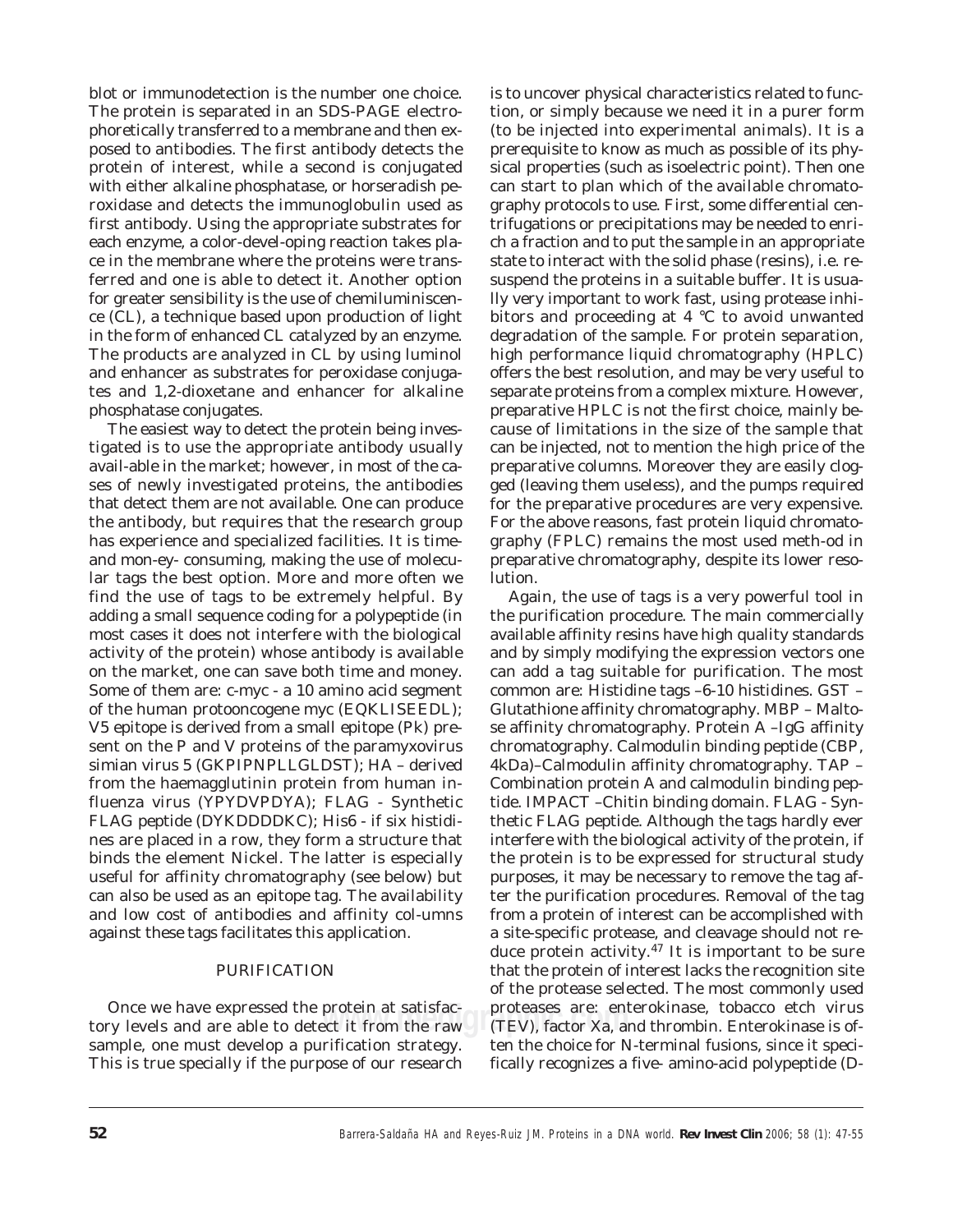blot or immunodetection is the number one choice. The protein is separated in an SDS-PAGE electrophoretically transferred to a membrane and then exposed to antibodies. The first antibody detects the protein of interest, while a second is conjugated with either alkaline phosphatase, or horseradish peroxidase and detects the immunoglobulin used as first antibody. Using the appropriate substrates for each enzyme, a color-devel-oping reaction takes place in the membrane where the proteins were transferred and one is able to detect it. Another option for greater sensibility is the use of chemiluminiscence (CL), a technique based upon production of light in the form of enhanced CL catalyzed by an enzyme. The products are analyzed in CL by using luminol and enhancer as substrates for peroxidase conjugates and 1,2-dioxetane and enhancer for alkaline phosphatase conjugates.

The easiest way to detect the protein being investigated is to use the appropriate antibody usually avail-able in the market; however, in most of the cases of newly investigated proteins, the antibodies that detect them are not available. One can produce the antibody, but requires that the research group has experience and specialized facilities. It is time- and mon-ey- consuming, making the use of molecular tags the best option. More and more often we find the use of tags to be extremely helpful. By adding a small sequence coding for a polypeptide (in most cases it does not interfere with the biological activity of the protein) whose antibody is available on the market, one can save both time and money. Some of them are: c-myc - a 10 amino acid segment of the human protooncogene myc (EQKLISEEDL); V5 epitope is derived from a small epitope (Pk) present on the P and V proteins of the paramyxovirus simian virus 5 (GKPIPNPLLGLDST); HA – derived from the haemagglutinin protein from human influenza virus (YPYDVPDYA); FLAG - Synthetic FLAG peptide (DYKDDDDKC); His6 - if six histidines are placed in a row, they form a structure that binds the element Nickel. The latter is especially useful for affinity chromatography (see below) but can also be used as an epitope tag. The availability and low cost of antibodies and affinity col-umns against these tags facilitates this application.

## PURIFICATION

Once we have expressed the protein at satisfactory levels and are able to detect it from the raw sample, one must develop a purification strategy. This is true specially if the purpose of our research is to uncover physical characteristics related to function, or simply because we need it in a purer form (to be injected into experimental animals). It is a prerequisite to know as much as possible of its physical properties (such as isoelectric point). Then one can start to plan which of the available chromatography protocols to use. First, some differential centrifugations or precipitations may be needed to enrich a fraction and to put the sample in an appropriate state to interact with the solid phase (resins), i.e. resuspend the proteins in a suitable buffer. It is usually very important to work fast, using protease inhibitors and proceeding at 4 °C to avoid unwanted degradation of the sample. For protein separation, high performance liquid chromatography (HPLC) offers the best resolution, and may be very useful to separate proteins from a complex mixture. However, preparative HPLC is not the first choice, mainly because of limitations in the size of the sample that can be injected, not to mention the high price of the preparative columns. Moreover they are easily clogged (leaving them useless), and the pumps required for the preparative procedures are very expensive. For the above reasons, fast protein liquid chromatography (FPLC) remains the most used meth-od in preparative chromatography, despite its lower resolution.

Again, the use of tags is a very powerful tool in the purification procedure. The main commercially available affinity resins have high quality standards and by simply modifying the expression vectors one can add a tag suitable for purification. The most common are: Histidine tags –6-10 histidines. GST – Glutathione affinity chromatography. MBP – Maltose affinity chromatography. Protein A –IgG affinity chromatography. Calmodulin binding peptide (CBP, 4kDa)–Calmodulin affinity chromatography. TAP – Combination protein A and calmodulin binding peptide. IMPACT –Chitin binding domain. FLAG - Synthetic FLAG peptide. Although the tags hardly ever interfere with the biological activity of the protein, if the protein is to be expressed for structural study purposes, it may be necessary to remove the tag after the purification procedures. Removal of the tag from a protein of interest can be accomplished with a site-specific protease, and cleavage should not reduce protein activity.[47] It is important to be sure that the protein of interest lacks the recognition site of the protease selected. The most commonly used proteases are: enterokinase, tobacco etch virus (TEV), factor Xa, and thrombin. Enterokinase is often the choice for N-terminal fusions, since it specifically recognizes a five- amino-acid polypeptide (D-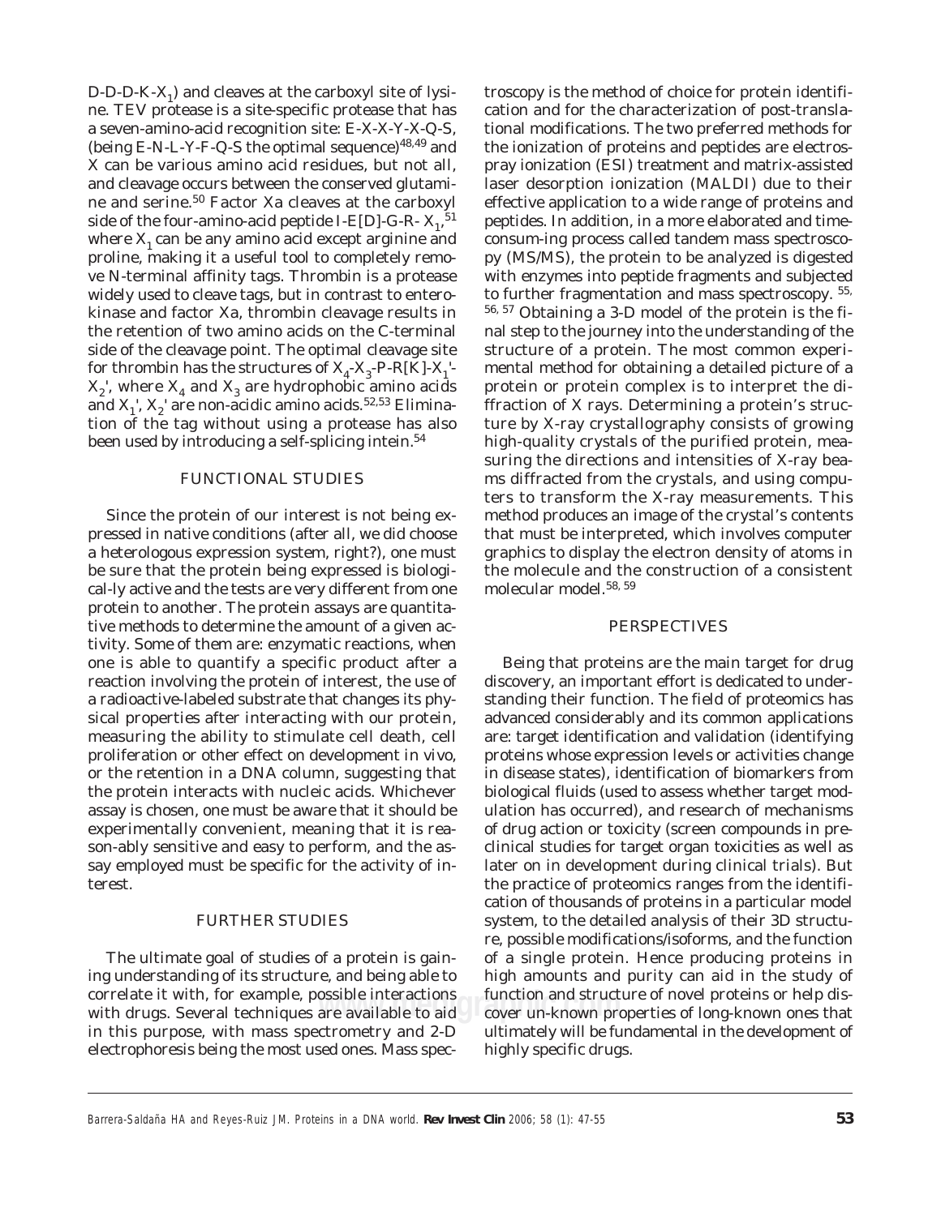D-D-D-K-$X_1$) and cleaves at the carboxyl site of lysine. TEV protease is a site-specific protease that has a seven-amino-acid recognition site: E-X-X-Y-X-Q-S, (being E-N-L-Y-F-Q-S the optimal sequence)[48,49] and X can be various amino acid residues, but not all, and cleavage occurs between the conserved glutamine and serine.[50] Factor Xa cleaves at the carboxyl side of the four-amino-acid peptide I-E[D]-G-R- $X_1$,[51] where $X_1$ can be any amino acid except arginine and proline, making it a useful tool to completely remove N-terminal affinity tags. Thrombin is a protease widely used to cleave tags, but in contrast to enterokinase and factor Xa, thrombin cleavage results in the retention of two amino acids on the C-terminal side of the cleavage point. The optimal cleavage site for thrombin has the structures of $X_4$-$X_3$-P-R[K]-$X_1$'-$X_2$', where $X_4$ and $X_3$ are hydrophobic amino acids and $X_1$', $X_2$' are non-acidic amino acids.[52,53] Elimination of the tag without using a protease has also been used by introducing a self-splicing intein.[54]

## FUNCTIONAL STUDIES

Since the protein of our interest is not being expressed in native conditions (after all, we did choose a heterologous expression system, right?), one must be sure that the protein being expressed is biologically active and the tests are very different from one protein to another. The protein assays are quantitative methods to determine the amount of a given activity. Some of them are: enzymatic reactions, when one is able to quantify a specific product after a reaction involving the protein of interest, the use of a radioactive-labeled substrate that changes its physical properties after interacting with our protein, measuring the ability to stimulate cell death, cell proliferation or other effect on development in vivo, or the retention in a DNA column, suggesting that the protein interacts with nucleic acids. Whichever assay is chosen, one must be aware that it should be experimentally convenient, meaning that it is reasonably sensitive and easy to perform, and the assay employed must be specific for the activity of interest.

## FURTHER STUDIES

The ultimate goal of studies of a protein is gaining understanding of its structure, and being able to correlate it with, for example, possible interactions with drugs. Several techniques are available to aid in this purpose, with mass spectrometry and 2-D electrophoresis being the most used ones. Mass spectroscopy is the method of choice for protein identification and for the characterization of post-translational modifications. The two preferred methods for the ionization of proteins and peptides are electrospray ionization (ESI) treatment and matrix-assisted laser desorption ionization (MALDI) due to their effective application to a wide range of proteins and peptides. In addition, in a more elaborated and time-consum-ing process called tandem mass spectroscopy (MS/MS), the protein to be analyzed is digested with enzymes into peptide fragments and subjected to further fragmentation and mass spectroscopy.[55, 56, 57] Obtaining a 3-D model of the protein is the final step to the journey into the understanding of the structure of a protein. The most common experimental method for obtaining a detailed picture of a protein or protein complex is to interpret the diffraction of X rays. Determining a protein's structure by X-ray crystallography consists of growing high-quality crystals of the purified protein, measuring the directions and intensities of X-ray beams diffracted from the crystals, and using computers to transform the X-ray measurements. This method produces an image of the crystal's contents that must be interpreted, which involves computer graphics to display the electron density of atoms in the molecule and the construction of a consistent molecular model.[58, 59]

## PERSPECTIVES

Being that proteins are the main target for drug discovery, an important effort is dedicated to understanding their function. The field of proteomics has advanced considerably and its common applications are: target identification and validation (identifying proteins whose expression levels or activities change in disease states), identification of biomarkers from biological fluids (used to assess whether target modulation has occurred), and research of mechanisms of drug action or toxicity (screen compounds in preclinical studies for target organ toxicities as well as later on in development during clinical trials). But the practice of proteomics ranges from the identification of thousands of proteins in a particular model system, to the detailed analysis of their 3D structure, possible modifications/isoforms, and the function of a single protein. Hence producing proteins in high amounts and purity can aid in the study of function and structure of novel proteins or help discover un-known properties of long-known ones that ultimately will be fundamental in the development of highly specific drugs.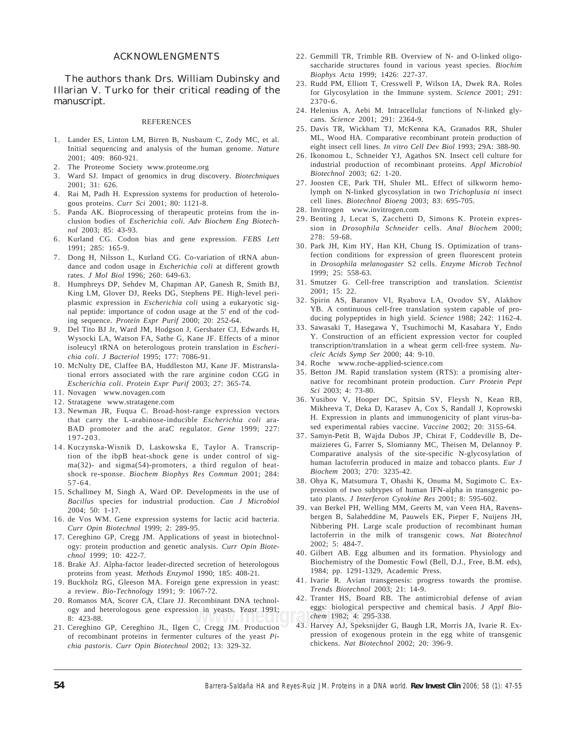## ACKNOWLENGMENTS

The authors thank Drs. William Dubinsky and Illarian V. Turko for their critical reading of the manuscript.

## REFERENCES

1. Lander ES, Linton LM, Birren B, Nusbaum C, Zody MC, et al. Initial sequencing and analysis of the human genome. *Nature* 2001; 409: 860-921.
2. The Proteome Society www.proteome.org
3. Ward SJ. Impact of genomics in drug discovery. *Biotechniques* 2001; 31: 626.
4. Rai M, Padh H. Expression systems for production of heterologous proteins. *Curr Sci* 2001; 80: 1121-8.
5. Panda AK. Bioprocessing of therapeutic proteins from the inclusion bodies of *Escherichia coli. Adv Biochem Eng Biotechnol* 2003; 85: 43-93.
6. Kurland CG. Codon bias and gene expression. *FEBS Lett* 1991; 285: 165-9.
7. Dong H, Nilsson L, Kurland CG. Co-variation of tRNA abundance and codon usage in *Escherichia coli* at different growth rates. *J Mol Biol* 1996; 260: 649-63.
8. Humphreys DP, Sehdev M, Chapman AP, Ganesh R, Smith BJ, King LM, Glover DJ, Reeks DG, Stephens PE. High-level periplasmic expression in *Escherichia coli* using a eukaryotic signal peptide: importance of codon usage at the 5' end of the coding sequence. *Protein Expr Purif* 2000; 20: 252-64.
9. Del Tito BJ Jr, Ward JM, Hodgson J, Gershater CJ, Edwards H, Wysocki LA, Watson FA, Sathe G, Kane JF. Effects of a minor isoleucyl tRNA on heterologous protein translation in *Escherichia coli*. *J Bacteriol* 1995; 177: 7086-91.
10. McNulty DE, Claffee BA, Huddleston MJ, Kane JF. Mistranslational errors associated with the rare arginine codon CGG in *Escherichia coli*. *Protein Expr Purif* 2003; 27: 365-74.
11. Novagen www.novagen.com
12. Stratagene www.stratagene.com
13. Newman JR, Fuqua C. Broad-host-range expression vectors that carry the L-arabinose-inducible *Escherichia coli* araBAD promoter and the araC regulator. *Gene* 1999; 227: 197-203.
14. Kuczynska-Wisnik D, Laskowska E, Taylor A. Transcription of the ibpB heat-shock gene is under control of sigma(32)- and sigma(54)-promoters, a third regulon of heat-shock re-sponse. *Biochem Biophys Res Commun* 2001; 284: 57-64.
15. Schallmey M, Singh A, Ward OP. Developments in the use of *Bacillus* species for industrial production. *Can J Microbiol* 2004; 50: 1-17.
16. de Vos WM. Gene expression systems for lactic acid bacteria. *Curr Opin Biotechnol* 1999; 2: 289-95.
17. Cereghino GP, Cregg JM. Applications of yeast in biotechnology: protein production and genetic analysis. *Curr Opin Biotechnol* 1999; 10: 422-7.
18. Brake AJ. Alpha-factor leader-directed secretion of heterologous proteins from yeast. *Methods Enzymol* 1990; 185: 408-21.
19. Buckholz RG, Gleeson MA. Foreign gene expression in yeast: a review. *Bio-Technology* 1991; 9: 1067-72.
20. Romanos MA, Scorer CA, Clare JJ. Recombinant DNA technology and heterologous gene expression in yeasts. *Yeast* 1991; 8: 423-88.
21. Cereghino GP, Cereghino JL, Ilgen C, Cregg JM. Production of recombinant proteins in fermenter cultures of the yeast *Pichia pastoris*. *Curr Opin Biotechnol* 2002; 13: 329-32.
22. Gemmill TR, Trimble RB. Overview of N- and O-linked oligosaccharide structures found in various yeast species. *Biochim Biophys Acta* 1999; 1426: 227-37.
23. Rudd PM, Elliott T, Cresswell P, Wilson IA, Dwek RA. Roles for Glycosylation in the Immune system. *Science* 2001; 291: 2370-6.
24. Helenius A, Aebi M. Intracellular functions of N-linked glycans. *Science* 2001; 291: 2364-9.
25. Davis TR, Wickham TJ, McKenna KA, Granados RR, Shuler ML, Wood HA. Comparative recombinant protein production of eight insect cell lines. *In vitro Cell Dev Biol* 1993; 29A: 388-90.
26. Ikonomou L, Schneider YJ, Agathos SN. Insect cell culture for industrial production of recombinant proteins. *Appl Microbiol Biotechnol* 2003; 62: 1-20.
27. Joosten CE, Park TH, Shuler ML. Effect of silkworm hemolymph on N-linked glycosylation in two *Trichoplusia ni* insect cell lines. *Biotechnol Bioeng* 2003; 83: 695-705.
28. Invitrogen www.invitrogen.com
29. Benting J, Lecat S, Zacchetti D, Simons K. Protein expression in *Drosophila Schneider* cells. *Anal Biochem* 2000; 278: 59-68.
30. Park JH, Kim HY, Han KH, Chung IS. Optimization of transfection conditions for expression of green fluorescent protein in *Drosophila melanogaster* S2 cells. *Enzyme Microb Technol* 1999; 25: 558-63.
31. Smutzer G. Cell-free transcription and translation. *Scientist* 2001; 15: 22.
32. Spirin AS, Baranov VI, Ryabova LA, Ovodov SY, Alakhov YB. A continuous cell-free translation system capable of producing polypeptides in high yield. *Science* 1988; 242: 1162-4.
33. Sawasaki T, Hasegawa Y, Tsuchimochi M, Kasahara Y, Endo Y. Construction of an efficient expression vector for coupled transcription/translation in a wheat germ cell-free system. *Nucleic Acids Symp Ser* 2000; 44: 9-10.
34. Roche www.roche-applied-science.com
35. Betton JM. Rapid translation system (RTS): a promising alternative for recombinant protein production. *Curr Protein Pept Sci* 2003; 4: 73-80.
36. Yusibov V, Hooper DC, Spitsin SV, Fleysh N, Kean RB, Mikheeva T, Deka D, Karasev A, Cox S, Randall J, Koprowski H. Expression in plants and immunogenicity of plant virus-based experimental rabies vaccine. *Vaccine* 2002; 20: 3155-64.
37. Samyn-Petit B, Wajda Dubos JP, Chirat F, Coddeville B, Demaizieres G, Farrer S, Slomianny MC, Theisen M, Delannoy P. Comparative analysis of the site-specific N-glycosylation of human lactoferrin produced in maize and tobacco plants. *Eur J Biochem* 2003; 270: 3235-42.
38. Ohya K, Matsumura T, Ohashi K, Onuma M, Sugimoto C. Expression of two subtypes of human IFN-alpha in transgenic potato plants. *J Interferon Cytokine Res* 2001; 8: 595-602.
39. van Berkel PH, Welling MM, Geerts M, van Veen HA, Ravensbergen B, Salaheddine M, Pauwels EK, Pieper F, Nuijens JH, Nibbering PH. Large scale production of recombinant human lactoferrin in the milk of transgenic cows. *Nat Biotechnol* 2002; 5: 484-7.
40. Gilbert AB. Egg albumen and its formation. Physiology and Biochemistry of the Domestic Fowl (Bell, D.J., Free, B.M. eds), 1984; pp. 1291-1329, Academic Press.
41. Ivarie R. Avian transgenesis: progress towards the promise. *Trends Biotechnol* 2003; 21: 14-9.
42. Tranter HS, Board RB. The antimicrobial defense of avian eggs: biological perspective and chemical basis. *J Appl Biochem* 1982; 4: 295-338.
43. Harvey AJ, Speksnijder G, Baugh LR, Morris JA, Ivarie R. Expression of exogenous protein in the egg white of transgenic chickens. *Nat Biotechnol* 2002; 20: 396-9.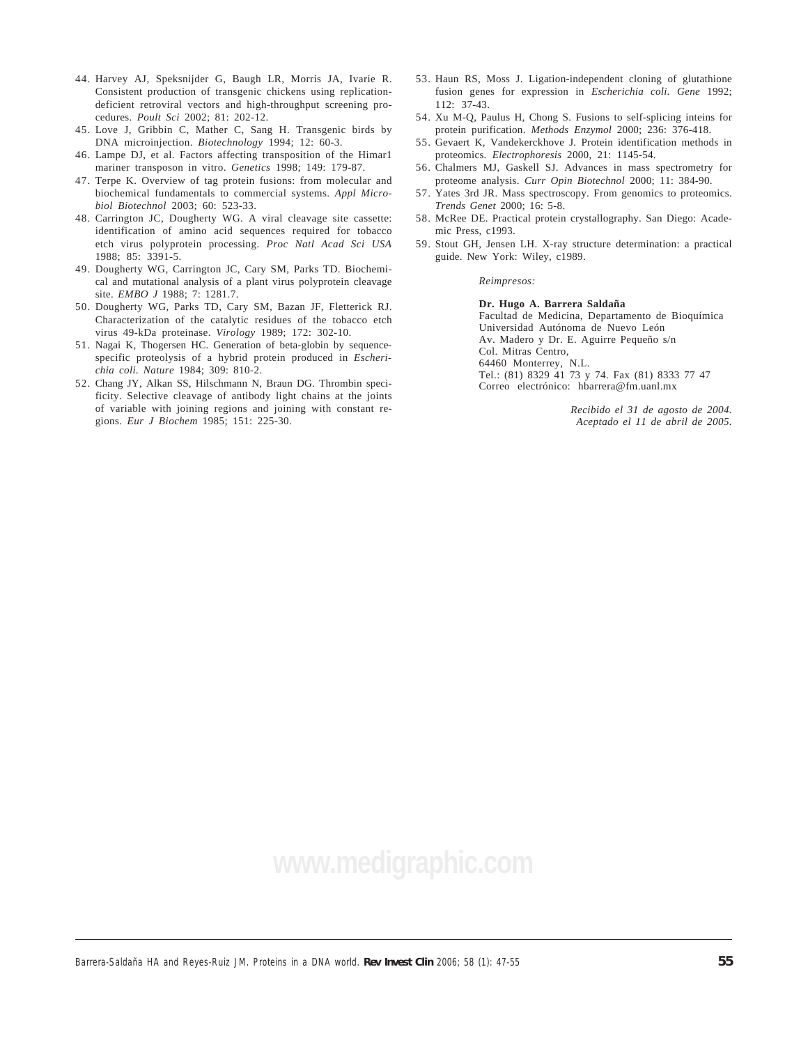44. Harvey AJ, Speksnijder G, Baugh LR, Morris JA, Ivarie R. Consistent production of transgenic chickens using replication-deficient retroviral vectors and high-throughput screening procedures. *Poult Sci* 2002; 81: 202-12.
45. Love J, Gribbin C, Mather C, Sang H. Transgenic birds by DNA microinjection. *Biotechnology* 1994; 12: 60-3.
46. Lampe DJ, et al. Factors affecting transposition of the Himar1 mariner transposon in vitro. *Genetics* 1998; 149: 179-87.
47. Terpe K. Overview of tag protein fusions: from molecular and biochemical fundamentals to commercial systems. *Appl Microbiol Biotechnol* 2003; 60: 523-33.
48. Carrington JC, Dougherty WG. A viral cleavage site cassette: identification of amino acid sequences required for tobacco etch virus polyprotein processing. *Proc Natl Acad Sci USA* 1988; 85: 3391-5.
49. Dougherty WG, Carrington JC, Cary SM, Parks TD. Biochemical and mutational analysis of a plant virus polyprotein cleavage site. *EMBO J* 1988; 7: 1281.7.
50. Dougherty WG, Parks TD, Cary SM, Bazan JF, Fletterick RJ. Characterization of the catalytic residues of the tobacco etch virus 49-kDa proteinase. *Virology* 1989; 172: 302-10.
51. Nagai K, Thogersen HC. Generation of beta-globin by sequence-specific proteolysis of a hybrid protein produced in *Escherichia coli*. *Nature* 1984; 309: 810-2.
52. Chang JY, Alkan SS, Hilschmann N, Braun DG. Thrombin specificity. Selective cleavage of antibody light chains at the joints of variable with joining regions and joining with constant regions. *Eur J Biochem* 1985; 151: 225-30.
53. Haun RS, Moss J. Ligation-independent cloning of glutathione fusion genes for expression in *Escherichia coli*. *Gene* 1992; 112: 37-43.
54. Xu M-Q, Paulus H, Chong S. Fusions to self-splicing inteins for protein purification. *Methods Enzymol* 2000; 236: 376-418.
55. Gevaert K, Vandekerckhove J. Protein identification methods in proteomics. *Electrophoresis* 2000, 21: 1145-54.
56. Chalmers MJ, Gaskell SJ. Advances in mass spectrometry for proteome analysis. *Curr Opin Biotechnol* 2000; 11: 384-90.
57. Yates 3rd JR. Mass spectroscopy. From genomics to proteomics. *Trends Genet* 2000; 16: 5-8.
58. McRee DE. Practical protein crystallography. San Diego: Academic Press, c1993.
59. Stout GH, Jensen LH. X-ray structure determination: a practical guide. New York: Wiley, c1989.

*Reimpresos:*

**Dr. Hugo A. Barrera Saldaña**
Facultad de Medicina, Departamento de Bioquímica
Universidad Autónoma de Nuevo León
Av. Madero y Dr. E. Aguirre Pequeño s/n
Col. Mitras Centro,
64460 Monterrey, N.L.
Tel.: (81) 8329 41 73 y 74. Fax (81) 8333 77 47
Correo electrónico: hbarrera@fm.uanl.mx

*Recibido el 31 de agosto de 2004.*
*Aceptado el 11 de abril de 2005.*